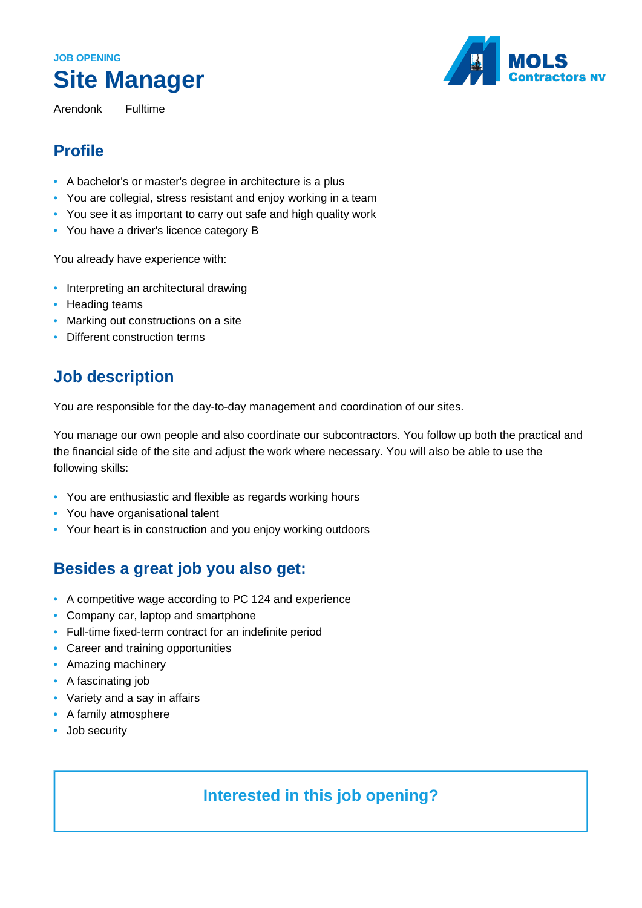JOB OPENING

# Site Manager

Arendonk Fulltime

MOLS Contractors NV

## Profile

- A bachelor's or master's degree in architecture is a plus
- You are collegial, stress resistant and enjoy working in a team
- You see it as important to carry out safe and high quality work
- You have a driver's licence category B

You already have experience with:

- Interpreting an architectural drawing
- Heading teams
- Marking out constructions on a site
- Different construction terms

## Job description

You are responsible for the day-to-day management and coordination of our sites.

You manage our own people and also coordinate our subcontractors. You follow up both the practical and the financial side of the site and adjust the work where necessary. You will also be able to use the following skills:

- You are enthusiastic and flexible as regards working hours
- You have organisational talent
- Your heart is in construction and you enjoy working outdoors

## Besides a great job you also get:

- A competitive wage according to PC 124 and experience
- Company car, laptop and smartphone
- Full-time fixed-term contract for an indefinite period
- Career and training opportunities
- Amazing machinery
- A fascinating job
- Variety and a say in affairs
- A family atmosphere
- Job security

### Interested in this job opening?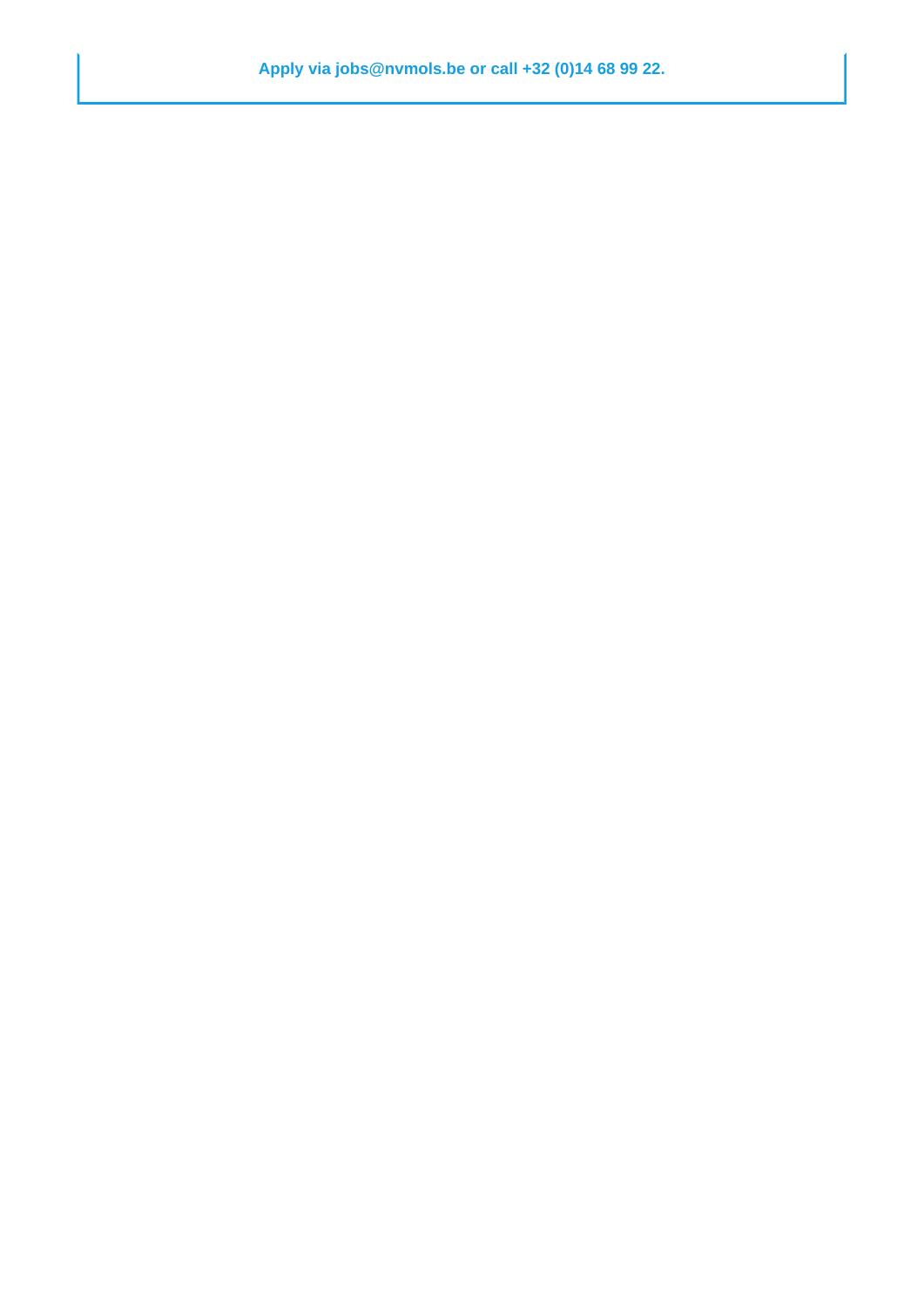**Apply via jobs@nvmols.be or call +32 (0)14 68 99 22.**